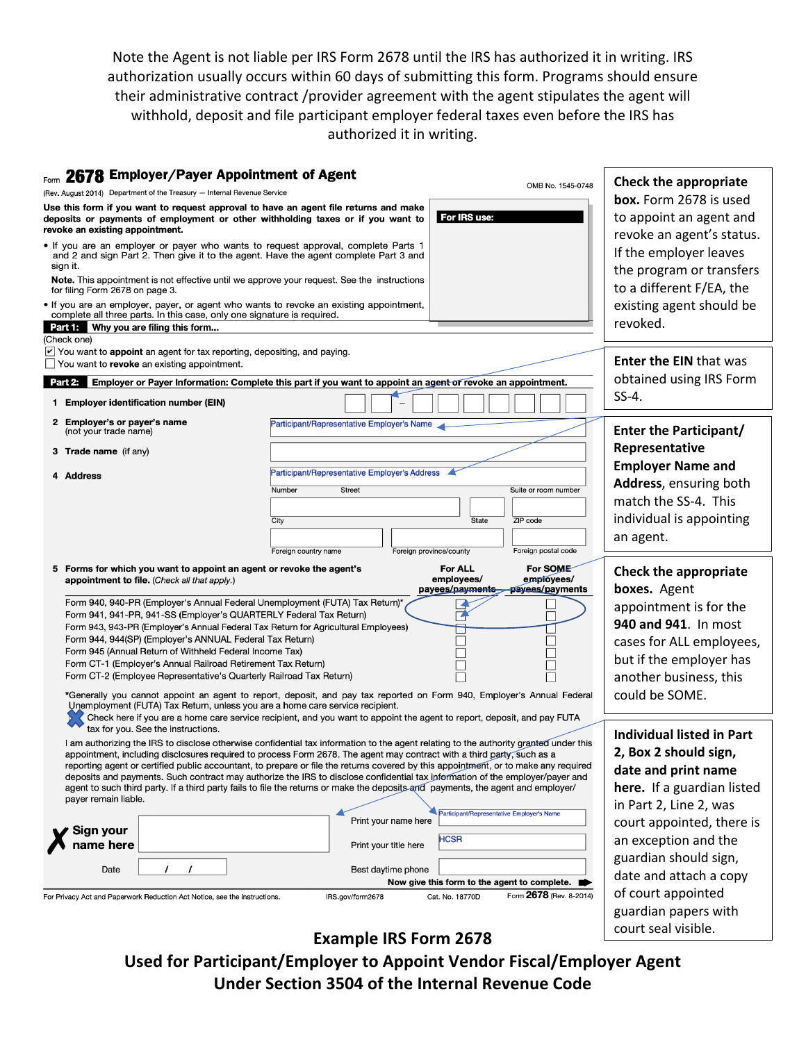Note the Agent is not liable per IRS Form 2678 until the IRS has authorized it in writing. IRS authorization usually occurs within 60 days of submitting this form. Programs should ensure their administrative contract /provider agreement with the agent stipulates the agent will withhold, deposit and file participant employer federal taxes even before the IRS has authorized it in writing.

Form **2678** **Employer/Payer Appointment of Agent**

(Rev. August 2014) Department of the Treasury — Internal Revenue Service

OMB No. 1545-0748

**Use this form if you want to request approval to have an agent file returns and make deposits or payments of employment or other withholding taxes or if you want to revoke an existing appointment.**

- If you are an employer or payer who wants to request approval, complete Parts 1 and 2 and sign Part 2. Then give it to the agent. Have the agent complete Part 3 and sign it.

**Note.** This appointment is not effective until we approve your request. See the instructions for filing Form 2678 on page 3.

- If you are an employer, payer, or agent who wants to revoke an existing appointment, complete all three parts. In this case, only one signature is required.

**For IRS use:**

**Part 1: Why you are filing this form...**

(Check one)

☑ You want to **appoint** an agent for tax reporting, depositing, and paying.

☐ You want to **revoke** an existing appointment.

**Part 2: Employer or Payer Information: Complete this part if you want to appoint an agent or revoke an appointment.**

**1 Employer identification number (EIN)** ☐☐ – ☐☐☐☐☐☐☐

**2 Employer's or payer's name** (not your trade name): Participant/Representative Employer's Name

**3 Trade name** (if any):

**4 Address**: Participant/Representative Employer's Address

Number | Street | Suite or room number

City | State | ZIP code

Foreign country name | Foreign province/county | Foreign postal code

**5 Forms for which you want to appoint an agent or revoke the agent's appointment to file.** (*Check all that apply.*)

| Form | For ALL employees/ payees/payments | For SOME employees/ payees/payments |
|---|---|---|
| Form 940, 940-PR (Employer's Annual Federal Unemployment (FUTA) Tax Return)* | ☐ | ☐ |
| Form 941, 941-PR, 941-SS (Employer's QUARTERLY Federal Tax Return) | ☐ | ☐ |
| Form 943, 943-PR (Employer's Annual Federal Tax Return for Agricultural Employees) | ☐ | ☐ |
| Form 944, 944(SP) (Employer's ANNUAL Federal Tax Return) | ☐ | ☐ |
| Form 945 (Annual Return of Withheld Federal Income Tax) | ☐ | ☐ |
| Form CT-1 (Employer's Annual Railroad Retirement Tax Return) | ☐ | ☐ |
| Form CT-2 (Employee Representative's Quarterly Railroad Tax Return) | ☐ | ☐ |

*Generally you cannot appoint an agent to report, deposit, and pay tax reported on Form 940, Employer's Annual Federal Unemployment (FUTA) Tax Return, unless you are a home care service recipient.

☒ Check here if you are a home care service recipient, and you want to appoint the agent to report, deposit, and pay FUTA tax for you. See the instructions.

I am authorizing the IRS to disclose otherwise confidential tax information to the agent relating to the authority granted under this appointment, including disclosures required to process Form 2678. The agent may contract with a third party, such as a reporting agent or certified public accountant, to prepare or file the returns covered by this appointment, or to make any required deposits and payments. Such contract may authorize the IRS to disclose confidential tax information of the employer/payer and agent to such third party. If a third party fails to file the returns or make the deposits and payments, the agent and employer/payer remain liable.

**Sign your name here** ________________

Print your name here: Participant/Representative Employer's Name

Print your title here: HCSR

Date: / /

Best daytime phone

**Now give this form to the agent to complete.**

For Privacy Act and Paperwork Reduction Act Notice, see the instructions. IRS.gov/form2678 Cat. No. 18770D Form **2678** (Rev. 8-2014)

**Check the appropriate box.** Form 2678 is used to appoint an agent and revoke an agent's status. If the employer leaves the program or transfers to a different F/EA, the existing agent should be revoked.

**Enter the EIN** that was obtained using IRS Form SS-4.

**Enter the Participant/ Representative Employer Name and Address**, ensuring both match the SS-4. This individual is appointing an agent.

**Check the appropriate boxes.** Agent appointment is for the **940 and 941**. In most cases for ALL employees, but if the employer has another business, this could be SOME.

**Individual listed in Part 2, Box 2 should sign, date and print name here.** If a guardian listed in Part 2, Line 2, was court appointed, there is an exception and the guardian should sign, date and attach a copy of court appointed guardian papers with court seal visible.

**Example IRS Form 2678**
**Used for Participant/Employer to Appoint Vendor Fiscal/Employer Agent Under Section 3504 of the Internal Revenue Code**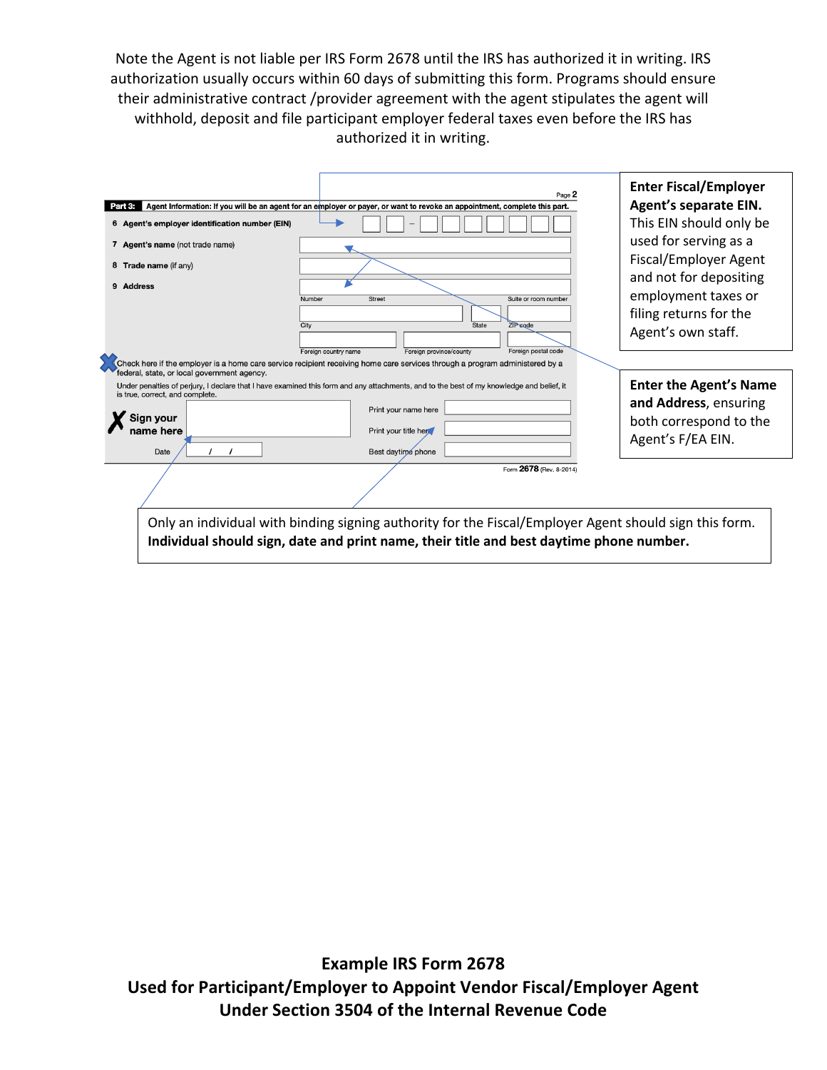Note the Agent is not liable per IRS Form 2678 until the IRS has authorized it in writing. IRS authorization usually occurs within 60 days of submitting this form. Programs should ensure their administrative contract /provider agreement with the agent stipulates the agent will withhold, deposit and file participant employer federal taxes even before the IRS has authorized it in writing.

Page 2

**Part 3:** **Agent Information: If you will be an agent for an employer or payer, or want to revoke an appointment, complete this part.**

**6 Agent's employer identification number (EIN)** ☐☐ – ☐☐☐☐☐☐☐

**7 Agent's name** (not trade name)

**8 Trade name** (if any)

**9 Address**

Number | Street | Suite or room number

City | State | ZIP code

Foreign country name | Foreign province/county | Foreign postal code

☒ Check here if the employer is a home care service recipient receiving home care services through a program administered by a federal, state, or local government agency.

Under penalties of perjury, I declare that I have examined this form and any attachments, and to the best of my knowledge and belief, it is true, correct, and complete.

**Sign your name here** | Print your name here | Print your title here

Date / / | Best daytime phone

Form **2678** (Rev. 8-2014)

**Enter Fiscal/Employer Agent's separate EIN.** This EIN should only be used for serving as a Fiscal/Employer Agent and not for depositing employment taxes or filing returns for the Agent's own staff.

**Enter the Agent's Name and Address**, ensuring both correspond to the Agent's F/EA EIN.

Only an individual with binding signing authority for the Fiscal/Employer Agent should sign this form. **Individual should sign, date and print name, their title and best daytime phone number.**

**Example IRS Form 2678**
**Used for Participant/Employer to Appoint Vendor Fiscal/Employer Agent**
**Under Section 3504 of the Internal Revenue Code**